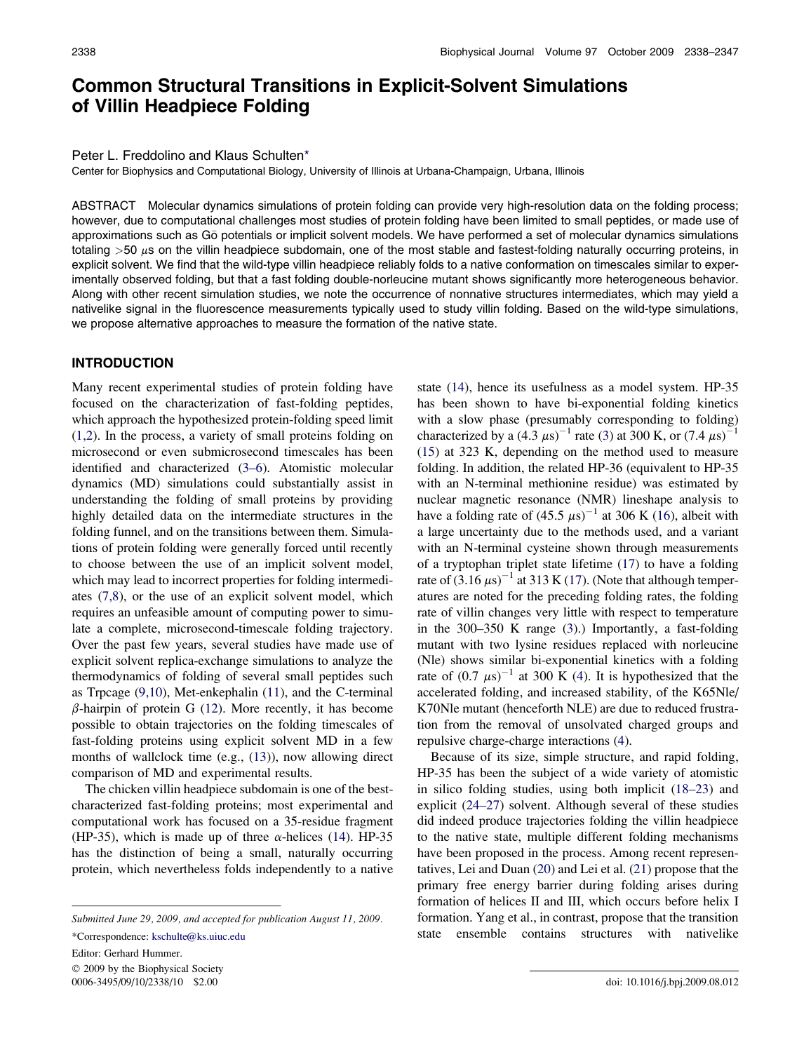# Common Structural Transitions in Explicit-Solvent Simulations of Villin Headpiece Folding

Peter L. Freddolino and Klaus Schulten*

Center for Biophysics and Computational Biology, University of Illinois at Urbana-Champaign, Urbana, Illinois

ABSTRACT Molecular dynamics simulations of protein folding can provide very high-resolution data on the folding process; however, due to computational challenges most studies of protein folding have been limited to small peptides, or made use of approximations such as Gō potentials or implicit solvent models. We have performed a set of molecular dynamics simulations totaling >50 $\mu$s on the villin headpiece subdomain, one of the most stable and fastest-folding naturally occurring proteins, in explicit solvent. We find that the wild-type villin headpiece reliably folds to a native conformation on timescales similar to experimentally observed folding, but that a fast folding double-norleucine mutant shows significantly more heterogeneous behavior. Along with other recent simulation studies, we note the occurrence of nonnative structures intermediates, which may yield a nativelike signal in the fluorescence measurements typically used to study villin folding. Based on the wild-type simulations, we propose alternative approaches to measure the formation of the native state.

## INTRODUCTION

Many recent experimental studies of protein folding have focused on the characterization of fast-folding peptides, which approach the hypothesized protein-folding speed limit (1,2). In the process, a variety of small proteins folding on microsecond or even submicrosecond timescales has been identified and characterized (3–6). Atomistic molecular dynamics (MD) simulations could substantially assist in understanding the folding of small proteins by providing highly detailed data on the intermediate structures in the folding funnel, and on the transitions between them. Simulations of protein folding were generally forced until recently to choose between the use of an implicit solvent model, which may lead to incorrect properties for folding intermediates (7,8), or the use of an explicit solvent model, which requires an unfeasible amount of computing power to simulate a complete, microsecond-timescale folding trajectory. Over the past few years, several studies have made use of explicit solvent replica-exchange simulations to analyze the thermodynamics of folding of several small peptides such as Trpcage (9,10), Met-enkephalin (11), and the C-terminal $\beta$-hairpin of protein G (12). More recently, it has become possible to obtain trajectories on the folding timescales of fast-folding proteins using explicit solvent MD in a few months of wallclock time (e.g., (13)), now allowing direct comparison of MD and experimental results.

The chicken villin headpiece subdomain is one of the best-characterized fast-folding proteins; most experimental and computational work has focused on a 35-residue fragment (HP-35), which is made up of three $\alpha$-helices (14). HP-35 has the distinction of being a small, naturally occurring protein, which nevertheless folds independently to a native state (14), hence its usefulness as a model system. HP-35 has been shown to have bi-exponential folding kinetics with a slow phase (presumably corresponding to folding) characterized by a $(4.3\ \mu\text{s})^{-1}$ rate (3) at 300 K, or $(7.4\ \mu\text{s})^{-1}$ (15) at 323 K, depending on the method used to measure folding. In addition, the related HP-36 (equivalent to HP-35 with an N-terminal methionine residue) was estimated by nuclear magnetic resonance (NMR) lineshape analysis to have a folding rate of $(45.5\ \mu\text{s})^{-1}$ at 306 K (16), albeit with a large uncertainty due to the methods used, and a variant with an N-terminal cysteine shown through measurements of a tryptophan triplet state lifetime (17) to have a folding rate of $(3.16\ \mu\text{s})^{-1}$ at 313 K (17). (Note that although temperatures are noted for the preceding folding rates, the folding rate of villin changes very little with respect to temperature in the 300–350 K range (3).) Importantly, a fast-folding mutant with two lysine residues replaced with norleucine (Nle) shows similar bi-exponential kinetics with a folding rate of $(0.7\ \mu\text{s})^{-1}$ at 300 K (4). It is hypothesized that the accelerated folding, and increased stability, of the K65Nle/K70Nle mutant (henceforth NLE) are due to reduced frustration from the removal of unsolvated charged groups and repulsive charge-charge interactions (4).

Because of its size, simple structure, and rapid folding, HP-35 has been the subject of a wide variety of atomistic in silico folding studies, using both implicit (18–23) and explicit (24–27) solvent. Although several of these studies did indeed produce trajectories folding the villin headpiece to the native state, multiple different folding mechanisms have been proposed in the process. Among recent representatives, Lei and Duan (20) and Lei et al. (21) propose that the primary free energy barrier during folding arises during formation of helices II and III, which occurs before helix I formation. Yang et al., in contrast, propose that the transition state ensemble contains structures with nativelike

---

Submitted June 29, 2009, and accepted for publication August 11, 2009.

*Correspondence: kschulte@ks.uiuc.edu

Editor: Gerhard Hummer.

© 2009 by the Biophysical Society
0006-3495/09/10/2338/10 $2.00

doi: 10.1016/j.bpj.2009.08.012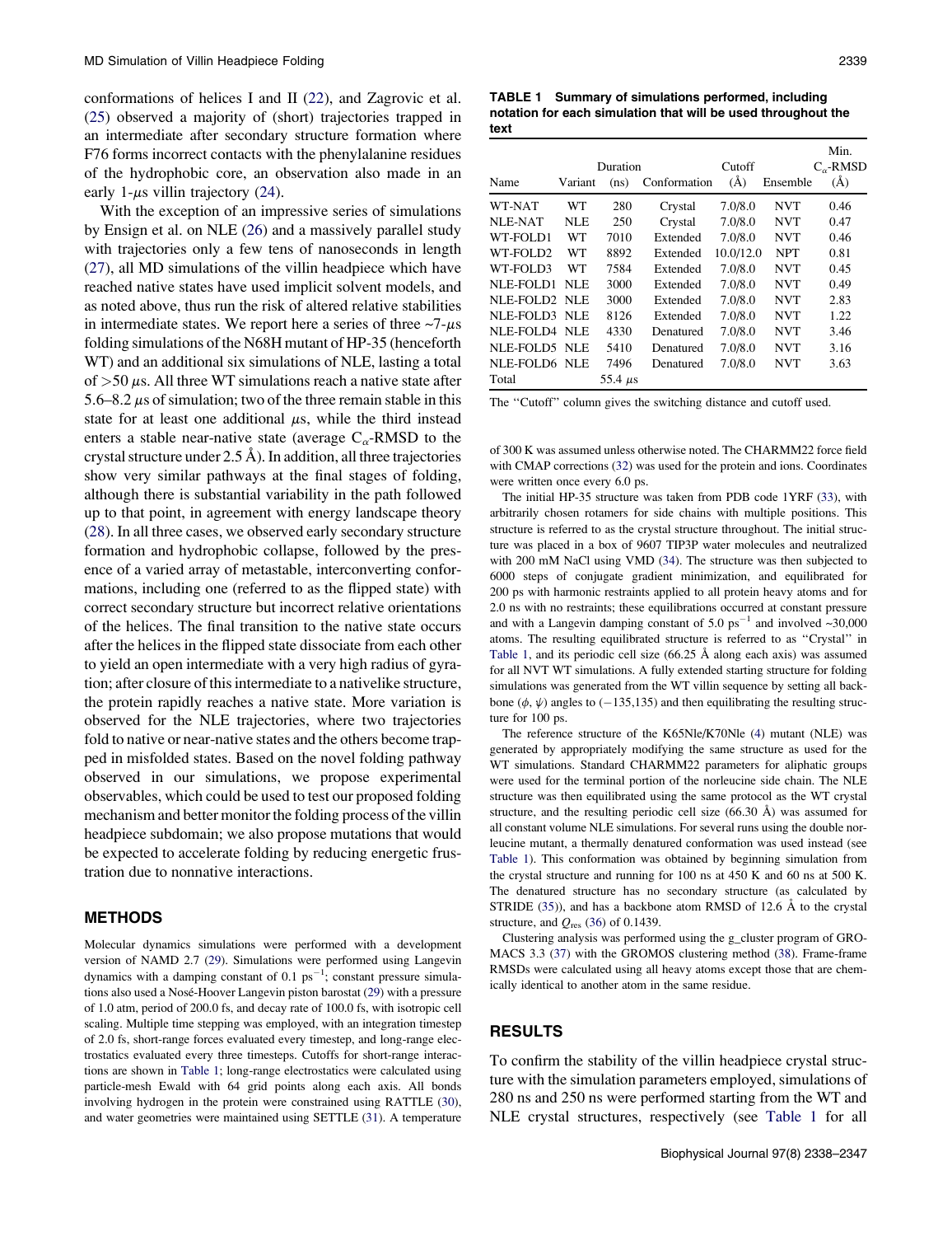conformations of helices I and II (22), and Zagrovic et al. (25) observed a majority of (short) trajectories trapped in an intermediate after secondary structure formation where F76 forms incorrect contacts with the phenylalanine residues of the hydrophobic core, an observation also made in an early 1-$\mu$s villin trajectory (24).

With the exception of an impressive series of simulations by Ensign et al. on NLE (26) and a massively parallel study with trajectories only a few tens of nanoseconds in length (27), all MD simulations of the villin headpiece which have reached native states have used implicit solvent models, and as noted above, thus run the risk of altered relative stabilities in intermediate states. We report here a series of three ~7-$\mu$s folding simulations of the N68H mutant of HP-35 (henceforth WT) and an additional six simulations of NLE, lasting a total of >50 $\mu$s. All three WT simulations reach a native state after 5.6–8.2 $\mu$s of simulation; two of the three remain stable in this state for at least one additional $\mu$s, while the third instead enters a stable near-native state (average $C_\alpha$-RMSD to the crystal structure under 2.5 Å). In addition, all three trajectories show very similar pathways at the final stages of folding, although there is substantial variability in the path followed up to that point, in agreement with energy landscape theory (28). In all three cases, we observed early secondary structure formation and hydrophobic collapse, followed by the presence of a varied array of metastable, interconverting conformations, including one (referred to as the flipped state) with correct secondary structure but incorrect relative orientations of the helices. The final transition to the native state occurs after the helices in the flipped state dissociate from each other to yield an open intermediate with a very high radius of gyration; after closure of this intermediate to a nativelike structure, the protein rapidly reaches a native state. More variation is observed for the NLE trajectories, where two trajectories fold to native or near-native states and the others become trapped in misfolded states. Based on the novel folding pathway observed in our simulations, we propose experimental observables, which could be used to test our proposed folding mechanism and better monitor the folding process of the villin headpiece subdomain; we also propose mutations that would be expected to accelerate folding by reducing energetic frustration due to nonnative interactions.

## METHODS

Molecular dynamics simulations were performed with a development version of NAMD 2.7 (29). Simulations were performed using Langevin dynamics with a damping constant of 0.1 ps$^{-1}$; constant pressure simulations also used a Nosé-Hoover Langevin piston barostat (29) with a pressure of 1.0 atm, period of 200.0 fs, and decay rate of 100.0 fs, with isotropic cell scaling. Multiple time stepping was employed, with an integration timestep of 2.0 fs, short-range forces evaluated every timestep, and long-range electrostatics evaluated every three timesteps. Cutoffs for short-range interactions are shown in Table 1; long-range electrostatics were calculated using particle-mesh Ewald with 64 grid points along each axis. All bonds involving hydrogen in the protein were constrained using RATTLE (30), and water geometries were maintained using SETTLE (31). A temperature of 300 K was assumed unless otherwise noted. The CHARMM22 force field with CMAP corrections (32) was used for the protein and ions. Coordinates were written once every 6.0 ps.

**TABLE 1 Summary of simulations performed, including notation for each simulation that will be used throughout the text**

| Name | Variant | Duration (ns) | Conformation | Cutoff (Å) | Ensemble | Min. $C_\alpha$-RMSD (Å) |
|---|---|---|---|---|---|---|
| WT-NAT | WT | 280 | Crystal | 7.0/8.0 | NVT | 0.46 |
| NLE-NAT | NLE | 250 | Crystal | 7.0/8.0 | NVT | 0.47 |
| WT-FOLD1 | WT | 7010 | Extended | 7.0/8.0 | NVT | 0.46 |
| WT-FOLD2 | WT | 8892 | Extended | 10.0/12.0 | NPT | 0.81 |
| WT-FOLD3 | WT | 7584 | Extended | 7.0/8.0 | NVT | 0.45 |
| NLE-FOLD1 | NLE | 3000 | Extended | 7.0/8.0 | NVT | 0.49 |
| NLE-FOLD2 | NLE | 3000 | Extended | 7.0/8.0 | NVT | 2.83 |
| NLE-FOLD3 | NLE | 8126 | Extended | 7.0/8.0 | NVT | 1.22 |
| NLE-FOLD4 | NLE | 4330 | Denatured | 7.0/8.0 | NVT | 3.46 |
| NLE-FOLD5 | NLE | 5410 | Denatured | 7.0/8.0 | NVT | 3.16 |
| NLE-FOLD6 | NLE | 7496 | Denatured | 7.0/8.0 | NVT | 3.63 |
| Total | | 55.4 $\mu$s | | | | |

The "Cutoff" column gives the switching distance and cutoff used.

The initial HP-35 structure was taken from PDB code 1YRF (33), with arbitrarily chosen rotamers for side chains with multiple positions. This structure is referred to as the crystal structure throughout. The initial structure was placed in a box of 9607 TIP3P water molecules and neutralized with 200 mM NaCl using VMD (34). The structure was then subjected to 6000 steps of conjugate gradient minimization, and equilibrated for 200 ps with harmonic restraints applied to all protein heavy atoms and for 2.0 ns with no restraints; these equilibrations occurred at constant pressure and with a Langevin damping constant of 5.0 ps$^{-1}$ and involved ~30,000 atoms. The resulting equilibrated structure is referred to as "Crystal" in Table 1, and its periodic cell size (66.25 Å along each axis) was assumed for all NVT WT simulations. A fully extended starting structure for folding simulations was generated from the WT villin sequence by setting all backbone ($\phi$, $\psi$) angles to (−135,135) and then equilibrating the resulting structure for 100 ps.

The reference structure of the K65Nle/K70Nle (4) mutant (NLE) was generated by appropriately modifying the same structure as used for the WT simulations. Standard CHARMM22 parameters for aliphatic groups were used for the terminal portion of the norleucine side chain. The NLE structure was then equilibrated using the same protocol as the WT crystal structure, and the resulting periodic cell size (66.30 Å) was assumed for all constant volume NLE simulations. For several runs using the double norleucine mutant, a thermally denatured conformation was used instead (see Table 1). This conformation was obtained by beginning simulation from the crystal structure and running for 100 ns at 450 K and 60 ns at 500 K. The denatured structure has no secondary structure (as calculated by STRIDE (35)), and has a backbone atom RMSD of 12.6 Å to the crystal structure, and $Q_{res}$ (36) of 0.1439.

Clustering analysis was performed using the g_cluster program of GROMACS 3.3 (37) with the GROMOS clustering method (38). Frame-frame RMSDs were calculated using all heavy atoms except those that are chemically identical to another atom in the same residue.

## RESULTS

To confirm the stability of the villin headpiece crystal structure with the simulation parameters employed, simulations of 280 ns and 250 ns were performed starting from the WT and NLE crystal structures, respectively (see Table 1 for all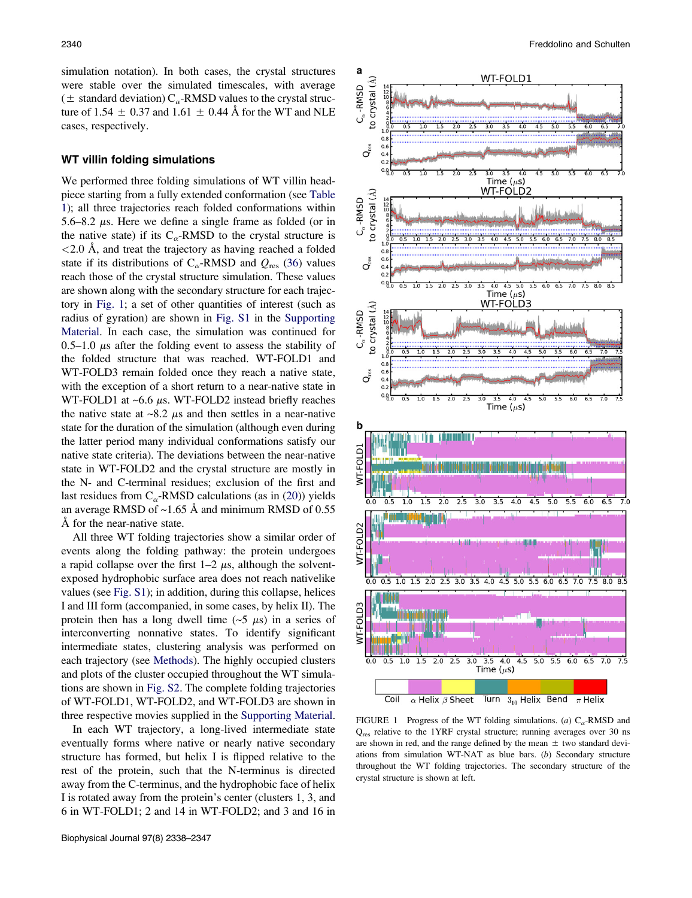simulation notation). In both cases, the crystal structures were stable over the simulated timescales, with average ($\pm$ standard deviation) $C_\alpha$-RMSD values to the crystal structure of 1.54 $\pm$ 0.37 and 1.61 $\pm$ 0.44 Å for the WT and NLE cases, respectively.

## WT villin folding simulations

We performed three folding simulations of WT villin headpiece starting from a fully extended conformation (see Table 1); all three trajectories reach folded conformations within 5.6–8.2 $\mu$s. Here we define a single frame as folded (or in the native state) if its $C_\alpha$-RMSD to the crystal structure is <2.0 Å, and treat the trajectory as having reached a folded state if its distributions of $C_\alpha$-RMSD and $Q_{res}$ (36) values reach those of the crystal structure simulation. These values are shown along with the secondary structure for each trajectory in Fig. 1; a set of other quantities of interest (such as radius of gyration) are shown in Fig. S1 in the Supporting Material. In each case, the simulation was continued for 0.5–1.0 $\mu$s after the folding event to assess the stability of the folded structure that was reached. WT-FOLD1 and WT-FOLD3 remain folded once they reach a native state, with the exception of a short return to a near-native state in WT-FOLD1 at ~6.6 $\mu$s. WT-FOLD2 instead briefly reaches the native state at ~8.2 $\mu$s and then settles in a near-native state for the duration of the simulation (although even during the latter period many individual conformations satisfy our native state criteria). The deviations between the near-native state in WT-FOLD2 and the crystal structure are mostly in the N- and C-terminal residues; exclusion of the first and last residues from $C_\alpha$-RMSD calculations (as in (20)) yields an average RMSD of ~1.65 Å and minimum RMSD of 0.55 Å for the near-native state.

All three WT folding trajectories show a similar order of events along the folding pathway: the protein undergoes a rapid collapse over the first 1–2 $\mu$s, although the solvent-exposed hydrophobic surface area does not reach nativelike values (see Fig. S1); in addition, during this collapse, helices I and III form (accompanied, in some cases, by helix II). The protein then has a long dwell time (~5 $\mu$s) in a series of interconverting nonnative states. To identify significant intermediate states, clustering analysis was performed on each trajectory (see Methods). The highly occupied clusters and plots of the cluster occupied throughout the WT simulations are shown in Fig. S2. The complete folding trajectories of WT-FOLD1, WT-FOLD2, and WT-FOLD3 are shown in three respective movies supplied in the Supporting Material.

In each WT trajectory, a long-lived intermediate state eventually forms where native or nearly native secondary structure has formed, but helix I is flipped relative to the rest of the protein, such that the N-terminus is directed away from the C-terminus, and the hydrophobic face of helix I is rotated away from the protein's center (clusters 1, 3, and 6 in WT-FOLD1; 2 and 14 in WT-FOLD2; and 3 and 16 in

FIGURE 1 Progress of the WT folding simulations. (*a*) $C_\alpha$-RMSD and $Q_{res}$ relative to the 1YRF crystal structure; running averages over 30 ns are shown in red, and the range defined by the mean $\pm$ two standard deviations from simulation WT-NAT as blue bars. (*b*) Secondary structure throughout the WT folding trajectories. The secondary structure of the crystal structure is shown at left.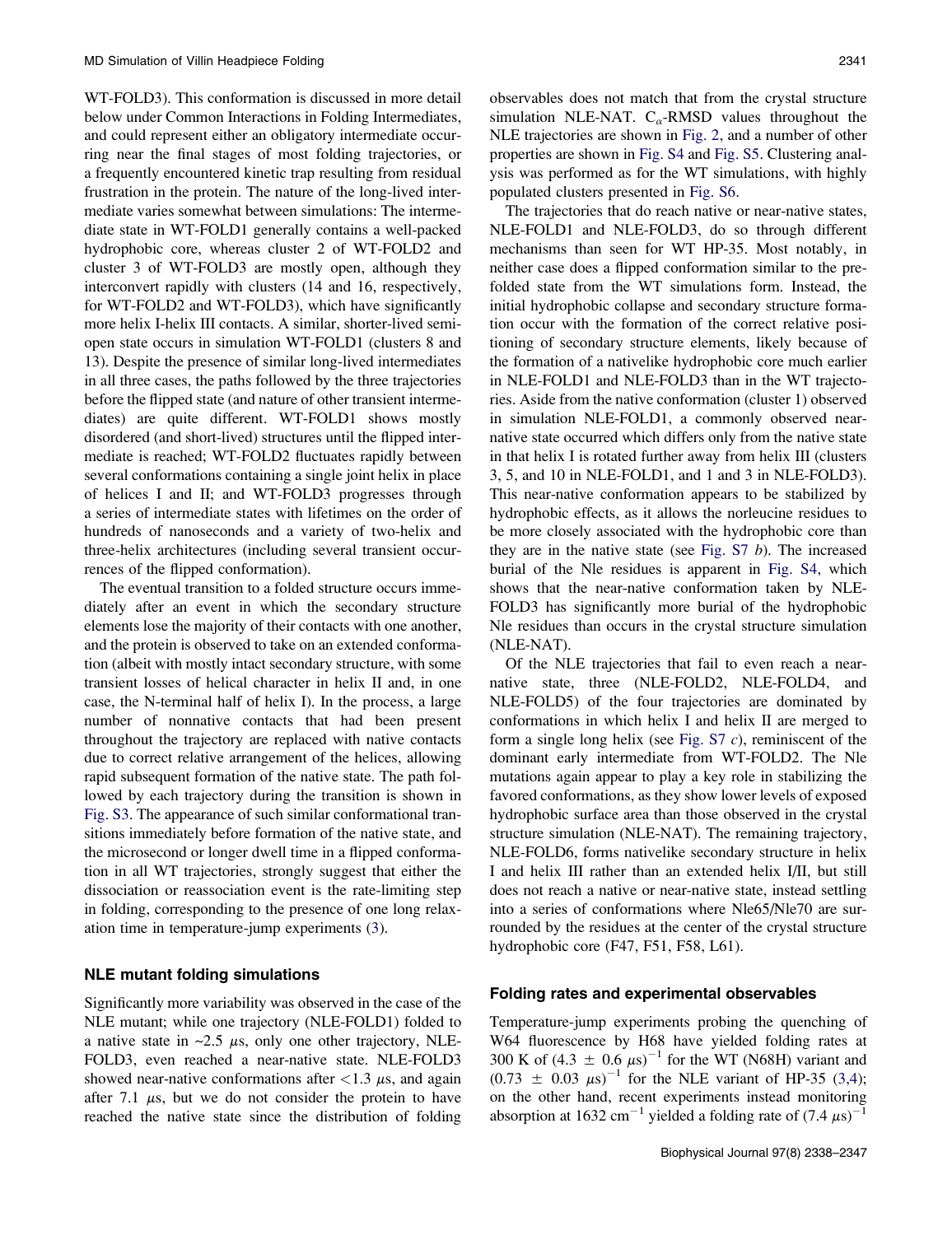WT-FOLD3). This conformation is discussed in more detail below under Common Interactions in Folding Intermediates, and could represent either an obligatory intermediate occurring near the final stages of most folding trajectories, or a frequently encountered kinetic trap resulting from residual frustration in the protein. The nature of the long-lived intermediate varies somewhat between simulations: The intermediate state in WT-FOLD1 generally contains a well-packed hydrophobic core, whereas cluster 2 of WT-FOLD2 and cluster 3 of WT-FOLD3 are mostly open, although they interconvert rapidly with clusters (14 and 16, respectively, for WT-FOLD2 and WT-FOLD3), which have significantly more helix I-helix III contacts. A similar, shorter-lived semi-open state occurs in simulation WT-FOLD1 (clusters 8 and 13). Despite the presence of similar long-lived intermediates in all three cases, the paths followed by the three trajectories before the flipped state (and nature of other transient intermediates) are quite different. WT-FOLD1 shows mostly disordered (and short-lived) structures until the flipped intermediate is reached; WT-FOLD2 fluctuates rapidly between several conformations containing a single joint helix in place of helices I and II; and WT-FOLD3 progresses through a series of intermediate states with lifetimes on the order of hundreds of nanoseconds and a variety of two-helix and three-helix architectures (including several transient occurrences of the flipped conformation).

The eventual transition to a folded structure occurs immediately after an event in which the secondary structure elements lose the majority of their contacts with one another, and the protein is observed to take on an extended conformation (albeit with mostly intact secondary structure, with some transient losses of helical character in helix II and, in one case, the N-terminal half of helix I). In the process, a large number of nonnative contacts that had been present throughout the trajectory are replaced with native contacts due to correct relative arrangement of the helices, allowing rapid subsequent formation of the native state. The path followed by each trajectory during the transition is shown in Fig. S3. The appearance of such similar conformational transitions immediately before formation of the native state, and the microsecond or longer dwell time in a flipped conformation in all WT trajectories, strongly suggest that either the dissociation or reassociation event is the rate-limiting step in folding, corresponding to the presence of one long relaxation time in temperature-jump experiments (3).

### NLE mutant folding simulations

Significantly more variability was observed in the case of the NLE mutant; while one trajectory (NLE-FOLD1) folded to a native state in ~2.5 $\mu$s, only one other trajectory, NLE-FOLD3, even reached a near-native state. NLE-FOLD3 showed near-native conformations after <1.3 $\mu$s, and again after 7.1 $\mu$s, but we do not consider the protein to have reached the native state since the distribution of folding observables does not match that from the crystal structure simulation NLE-NAT. $C_\alpha$-RMSD values throughout the NLE trajectories are shown in Fig. 2, and a number of other properties are shown in Fig. S4 and Fig. S5. Clustering analysis was performed as for the WT simulations, with highly populated clusters presented in Fig. S6.

The trajectories that do reach native or near-native states, NLE-FOLD1 and NLE-FOLD3, do so through different mechanisms than seen for WT HP-35. Most notably, in neither case does a flipped conformation similar to the prefolded state from the WT simulations form. Instead, the initial hydrophobic collapse and secondary structure formation occur with the formation of the correct relative positioning of secondary structure elements, likely because of the formation of a nativelike hydrophobic core much earlier in NLE-FOLD1 and NLE-FOLD3 than in the WT trajectories. Aside from the native conformation (cluster 1) observed in simulation NLE-FOLD1, a commonly observed near-native state occurred which differs only from the native state in that helix I is rotated further away from helix III (clusters 3, 5, and 10 in NLE-FOLD1, and 1 and 3 in NLE-FOLD3). This near-native conformation appears to be stabilized by hydrophobic effects, as it allows the norleucine residues to be more closely associated with the hydrophobic core than they are in the native state (see Fig. S7 *b*). The increased burial of the Nle residues is apparent in Fig. S4, which shows that the near-native conformation taken by NLE-FOLD3 has significantly more burial of the hydrophobic Nle residues than occurs in the crystal structure simulation (NLE-NAT).

Of the NLE trajectories that fail to even reach a near-native state, three (NLE-FOLD2, NLE-FOLD4, and NLE-FOLD5) of the four trajectories are dominated by conformations in which helix I and helix II are merged to form a single long helix (see Fig. S7 *c*), reminiscent of the dominant early intermediate from WT-FOLD2. The Nle mutations again appear to play a key role in stabilizing the favored conformations, as they show lower levels of exposed hydrophobic surface area than those observed in the crystal structure simulation (NLE-NAT). The remaining trajectory, NLE-FOLD6, forms nativelike secondary structure in helix I and helix III rather than an extended helix I/II, but still does not reach a native or near-native state, instead settling into a series of conformations where Nle65/Nle70 are surrounded by the residues at the center of the crystal structure hydrophobic core (F47, F51, F58, L61).

### Folding rates and experimental observables

Temperature-jump experiments probing the quenching of W64 fluorescence by H68 have yielded folding rates at 300 K of $(4.3 \pm 0.6\ \mu s)^{-1}$ for the WT (N68H) variant and $(0.73 \pm 0.03\ \mu s)^{-1}$ for the NLE variant of HP-35 (3,4); on the other hand, recent experiments instead monitoring absorption at 1632 $cm^{-1}$ yielded a folding rate of $(7.4\ \mu s)^{-1}$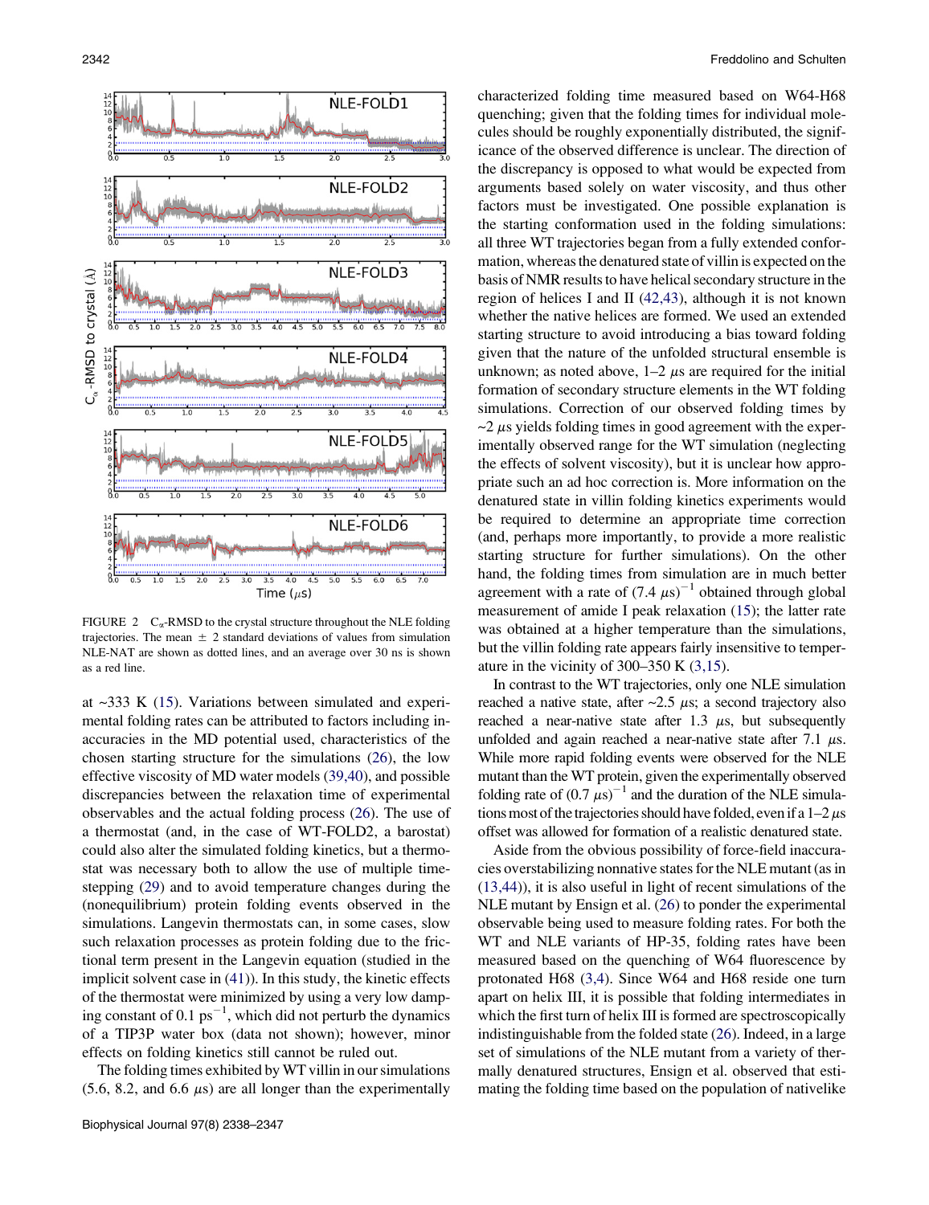FIGURE 2 $C_\alpha$-RMSD to the crystal structure throughout the NLE folding trajectories. The mean ± 2 standard deviations of values from simulation NLE-NAT are shown as dotted lines, and an average over 30 ns is shown as a red line.

at ~333 K (15). Variations between simulated and experimental folding rates can be attributed to factors including inaccuracies in the MD potential used, characteristics of the chosen starting structure for the simulations (26), the low effective viscosity of MD water models (39,40), and possible discrepancies between the relaxation time of experimental observables and the actual folding process (26). The use of a thermostat (and, in the case of WT-FOLD2, a barostat) could also alter the simulated folding kinetics, but a thermostat was necessary both to allow the use of multiple timestepping (29) and to avoid temperature changes during the (nonequilibrium) protein folding events observed in the simulations. Langevin thermostats can, in some cases, slow such relaxation processes as protein folding due to the frictional term present in the Langevin equation (studied in the implicit solvent case in (41)). In this study, the kinetic effects of the thermostat were minimized by using a very low damping constant of 0.1 $ps^{-1}$, which did not perturb the dynamics of a TIP3P water box (data not shown); however, minor effects on folding kinetics still cannot be ruled out.

The folding times exhibited by WT villin in our simulations (5.6, 8.2, and 6.6 $\mu$s) are all longer than the experimentally characterized folding time measured based on W64-H68 quenching; given that the folding times for individual molecules should be roughly exponentially distributed, the significance of the observed difference is unclear. The direction of the discrepancy is opposed to what would be expected from arguments based solely on water viscosity, and thus other factors must be investigated. One possible explanation is the starting conformation used in the folding simulations: all three WT trajectories began from a fully extended conformation, whereas the denatured state of villin is expected on the basis of NMR results to have helical secondary structure in the region of helices I and II (42,43), although it is not known whether the native helices are formed. We used an extended starting structure to avoid introducing a bias toward folding given that the nature of the unfolded structural ensemble is unknown; as noted above, 1–2 $\mu$s are required for the initial formation of secondary structure elements in the WT folding simulations. Correction of our observed folding times by ~2 $\mu$s yields folding times in good agreement with the experimentally observed range for the WT simulation (neglecting the effects of solvent viscosity), but it is unclear how appropriate such an ad hoc correction is. More information on the denatured state in villin folding kinetics experiments would be required to determine an appropriate time correction (and, perhaps more importantly, to provide a more realistic starting structure for further simulations). On the other hand, the folding times from simulation are in much better agreement with a rate of $(7.4\ \mu s)^{-1}$ obtained through global measurement of amide I peak relaxation (15); the latter rate was obtained at a higher temperature than the simulations, but the villin folding rate appears fairly insensitive to temperature in the vicinity of 300–350 K (3,15).

In contrast to the WT trajectories, only one NLE simulation reached a native state, after ~2.5 $\mu$s; a second trajectory also reached a near-native state after 1.3 $\mu$s, but subsequently unfolded and again reached a near-native state after 7.1 $\mu$s. While more rapid folding events were observed for the NLE mutant than the WT protein, given the experimentally observed folding rate of $(0.7\ \mu s)^{-1}$ and the duration of the NLE simulations most of the trajectories should have folded, even if a 1–2 $\mu$s offset was allowed for formation of a realistic denatured state.

Aside from the obvious possibility of force-field inaccuracies overstabilizing nonnative states for the NLE mutant (as in (13,44)), it is also useful in light of recent simulations of the NLE mutant by Ensign et al. (26) to ponder the experimental observable being used to measure folding rates. For both the WT and NLE variants of HP-35, folding rates have been measured based on the quenching of W64 fluorescence by protonated H68 (3,4). Since W64 and H68 reside one turn apart on helix III, it is possible that folding intermediates in which the first turn of helix III is formed are spectroscopically indistinguishable from the folded state (26). Indeed, in a large set of simulations of the NLE mutant from a variety of thermally denatured structures, Ensign et al. observed that estimating the folding time based on the population of nativelike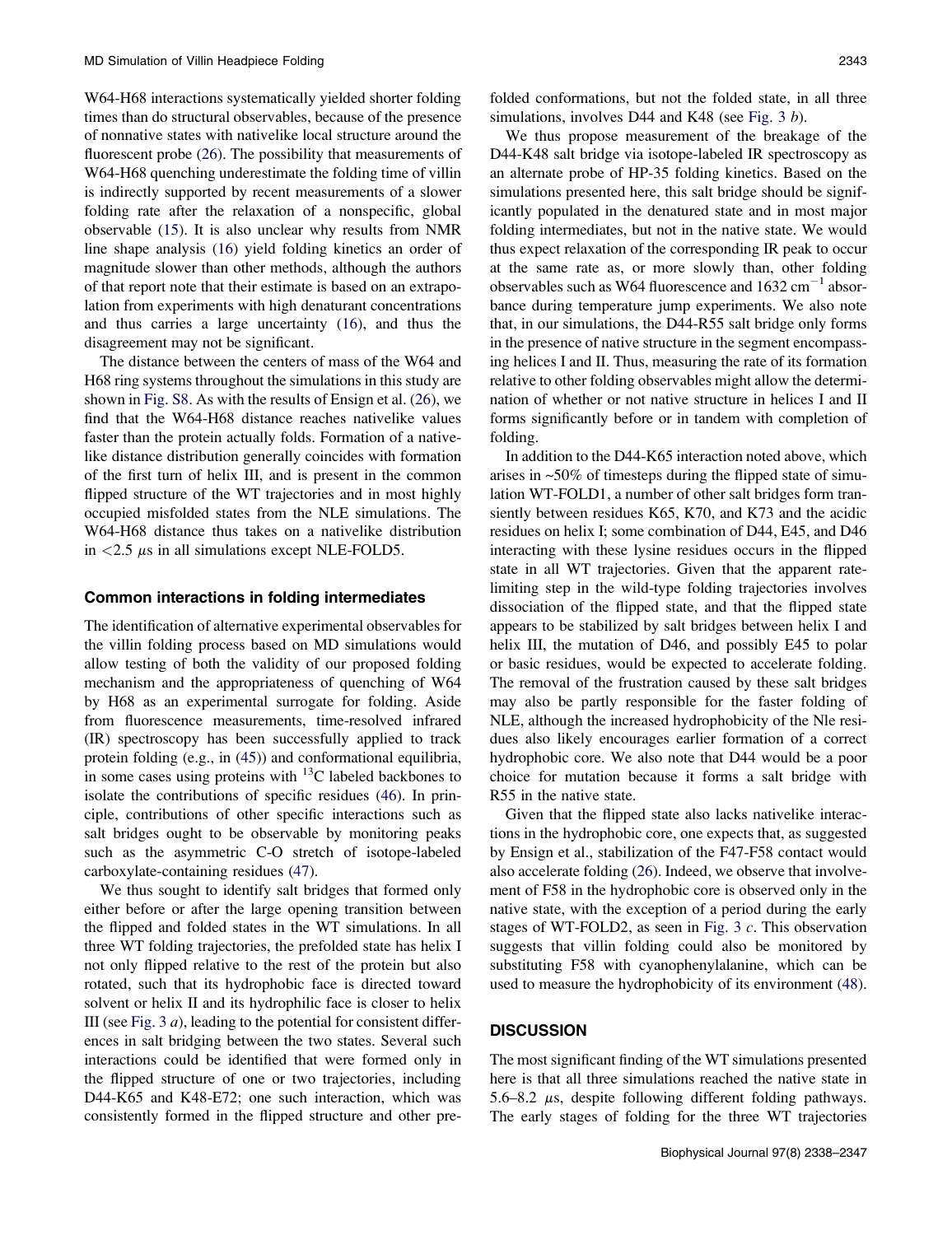W64-H68 interactions systematically yielded shorter folding times than do structural observables, because of the presence of nonnative states with nativelike local structure around the fluorescent probe (26). The possibility that measurements of W64-H68 quenching underestimate the folding time of villin is indirectly supported by recent measurements of a slower folding rate after the relaxation of a nonspecific, global observable (15). It is also unclear why results from NMR line shape analysis (16) yield folding kinetics an order of magnitude slower than other methods, although the authors of that report note that their estimate is based on an extrapolation from experiments with high denaturant concentrations and thus carries a large uncertainty (16), and thus the disagreement may not be significant.

The distance between the centers of mass of the W64 and H68 ring systems throughout the simulations in this study are shown in Fig. S8. As with the results of Ensign et al. (26), we find that the W64-H68 distance reaches nativelike values faster than the protein actually folds. Formation of a nativelike distance distribution generally coincides with formation of the first turn of helix III, and is present in the common flipped structure of the WT trajectories and in most highly occupied misfolded states from the NLE simulations. The W64-H68 distance thus takes on a nativelike distribution in $<2.5$ $\mu$s in all simulations except NLE-FOLD5.

## Common interactions in folding intermediates

The identification of alternative experimental observables for the villin folding process based on MD simulations would allow testing of both the validity of our proposed folding mechanism and the appropriateness of quenching of W64 by H68 as an experimental surrogate for folding. Aside from fluorescence measurements, time-resolved infrared (IR) spectroscopy has been successfully applied to track protein folding (e.g., in (45)) and conformational equilibria, in some cases using proteins with $^{13}$C labeled backbones to isolate the contributions of specific residues (46). In principle, contributions of other specific interactions such as salt bridges ought to be observable by monitoring peaks such as the asymmetric C-O stretch of isotope-labeled carboxylate-containing residues (47).

We thus sought to identify salt bridges that formed only either before or after the large opening transition between the flipped and folded states in the WT simulations. In all three WT folding trajectories, the prefolded state has helix I not only flipped relative to the rest of the protein but also rotated, such that its hydrophobic face is directed toward solvent or helix II and its hydrophilic face is closer to helix III (see Fig. 3 *a*), leading to the potential for consistent differences in salt bridging between the two states. Several such interactions could be identified that were formed only in the flipped structure of one or two trajectories, including D44-K65 and K48-E72; one such interaction, which was consistently formed in the flipped structure and other prefolded conformations, but not the folded state, in all three simulations, involves D44 and K48 (see Fig. 3 *b*).

We thus propose measurement of the breakage of the D44-K48 salt bridge via isotope-labeled IR spectroscopy as an alternate probe of HP-35 folding kinetics. Based on the simulations presented here, this salt bridge should be significantly populated in the denatured state and in most major folding intermediates, but not in the native state. We would thus expect relaxation of the corresponding IR peak to occur at the same rate as, or more slowly than, other folding observables such as W64 fluorescence and 1632 cm$^{-1}$ absorbance during temperature jump experiments. We also note that, in our simulations, the D44-R55 salt bridge only forms in the presence of native structure in the segment encompassing helices I and II. Thus, measuring the rate of its formation relative to other folding observables might allow the determination of whether or not native structure in helices I and II forms significantly before or in tandem with completion of folding.

In addition to the D44-K65 interaction noted above, which arises in ~50% of timesteps during the flipped state of simulation WT-FOLD1, a number of other salt bridges form transiently between residues K65, K70, and K73 and the acidic residues on helix I; some combination of D44, E45, and D46 interacting with these lysine residues occurs in the flipped state in all WT trajectories. Given that the apparent rate-limiting step in the wild-type folding trajectories involves dissociation of the flipped state, and that the flipped state appears to be stabilized by salt bridges between helix I and helix III, the mutation of D46, and possibly E45 to polar or basic residues, would be expected to accelerate folding. The removal of the frustration caused by these salt bridges may also be partly responsible for the faster folding of NLE, although the increased hydrophobicity of the Nle residues also likely encourages earlier formation of a correct hydrophobic core. We also note that D44 would be a poor choice for mutation because it forms a salt bridge with R55 in the native state.

Given that the flipped state also lacks nativelike interactions in the hydrophobic core, one expects that, as suggested by Ensign et al., stabilization of the F47-F58 contact would also accelerate folding (26). Indeed, we observe that involvement of F58 in the hydrophobic core is observed only in the native state, with the exception of a period during the early stages of WT-FOLD2, as seen in Fig. 3 *c*. This observation suggests that villin folding could also be monitored by substituting F58 with cyanophenylalanine, which can be used to measure the hydrophobicity of its environment (48).

## DISCUSSION

The most significant finding of the WT simulations presented here is that all three simulations reached the native state in 5.6–8.2 $\mu$s, despite following different folding pathways. The early stages of folding for the three WT trajectories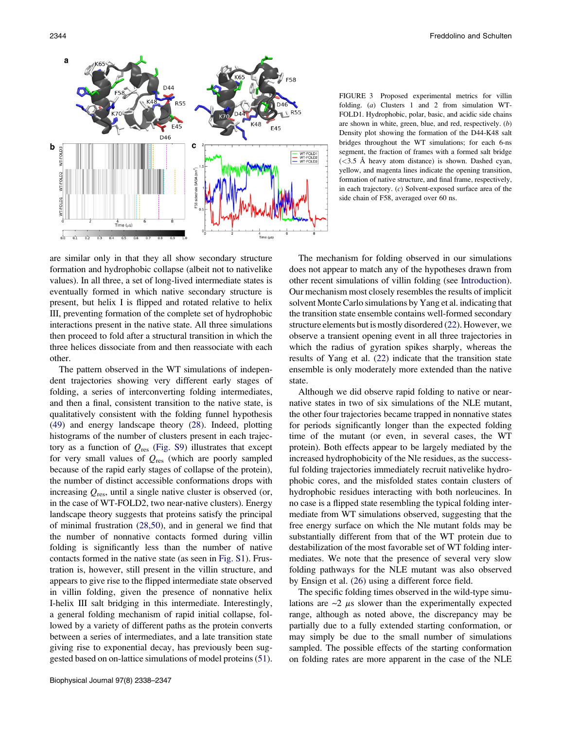FIGURE 3 Proposed experimental metrics for villin folding. (*a*) Clusters 1 and 2 from simulation WT-FOLD1. Hydrophobic, polar, basic, and acidic side chains are shown in white, green, blue, and red, respectively. (*b*) Density plot showing the formation of the D44-K48 salt bridges throughout the WT simulations; for each 6-ns segment, the fraction of frames with a formed salt bridge (<3.5 Å heavy atom distance) is shown. Dashed cyan, yellow, and magenta lines indicate the opening transition, formation of native structure, and final frame, respectively, in each trajectory. (*c*) Solvent-exposed surface area of the side chain of F58, averaged over 60 ns.

are similar only in that they all show secondary structure formation and hydrophobic collapse (albeit not to nativelike values). In all three, a set of long-lived intermediate states is eventually formed in which native secondary structure is present, but helix I is flipped and rotated relative to helix III, preventing formation of the complete set of hydrophobic interactions present in the native state. All three simulations then proceed to fold after a structural transition in which the three helices dissociate from and then reassociate with each other.

The pattern observed in the WT simulations of independent trajectories showing very different early stages of folding, a series of interconverting folding intermediates, and then a final, consistent transition to the native state, is qualitatively consistent with the folding funnel hypothesis (49) and energy landscape theory (28). Indeed, plotting histograms of the number of clusters present in each trajectory as a function of $Q_{res}$ (Fig. S9) illustrates that except for very small values of $Q_{res}$ (which are poorly sampled because of the rapid early stages of collapse of the protein), the number of distinct accessible conformations drops with increasing $Q_{res}$, until a single native cluster is observed (or, in the case of WT-FOLD2, two near-native clusters). Energy landscape theory suggests that proteins satisfy the principal of minimal frustration (28,50), and in general we find that the number of nonnative contacts formed during villin folding is significantly less than the number of native contacts formed in the native state (as seen in Fig. S1). Frustration is, however, still present in the villin structure, and appears to give rise to the flipped intermediate state observed in villin folding, given the presence of nonnative helix I-helix III salt bridging in this intermediate. Interestingly, a general folding mechanism of rapid initial collapse, followed by a variety of different paths as the protein converts between a series of intermediates, and a late transition state giving rise to exponential decay, has previously been suggested based on on-lattice simulations of model proteins (51).

The mechanism for folding observed in our simulations does not appear to match any of the hypotheses drawn from other recent simulations of villin folding (see Introduction). Our mechanism most closely resembles the results of implicit solvent Monte Carlo simulations by Yang et al. indicating that the transition state ensemble contains well-formed secondary structure elements but is mostly disordered (22). However, we observe a transient opening event in all three trajectories in which the radius of gyration spikes sharply, whereas the results of Yang et al. (22) indicate that the transition state ensemble is only moderately more extended than the native state.

Although we did observe rapid folding to native or near-native states in two of six simulations of the NLE mutant, the other four trajectories became trapped in nonnative states for periods significantly longer than the expected folding time of the mutant (or even, in several cases, the WT protein). Both effects appear to be largely mediated by the increased hydrophobicity of the Nle residues, as the successful folding trajectories immediately recruit nativelike hydrophobic cores, and the misfolded states contain clusters of hydrophobic residues interacting with both norleucines. In no case is a flipped state resembling the typical folding intermediate from WT simulations observed, suggesting that the free energy surface on which the Nle mutant folds may be substantially different from that of the WT protein due to destabilization of the most favorable set of WT folding intermediates. We note that the presence of several very slow folding pathways for the NLE mutant was also observed by Ensign et al. (26) using a different force field.

The specific folding times observed in the wild-type simulations are ~2 μs slower than the experimentally expected range, although as noted above, the discrepancy may be partially due to a fully extended starting conformation, or may simply be due to the small number of simulations sampled. The possible effects of the starting conformation on folding rates are more apparent in the case of the NLE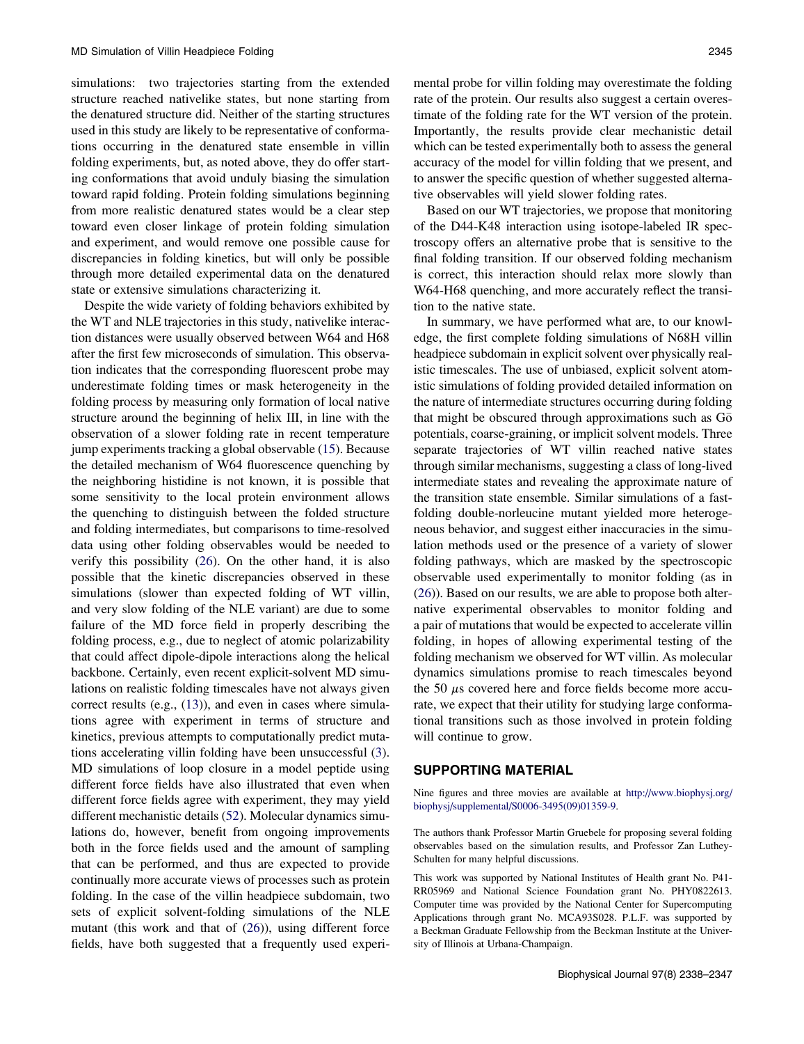simulations: two trajectories starting from the extended structure reached nativelike states, but none starting from the denatured structure did. Neither of the starting structures used in this study are likely to be representative of conformations occurring in the denatured state ensemble in villin folding experiments, but, as noted above, they do offer starting conformations that avoid unduly biasing the simulation toward rapid folding. Protein folding simulations beginning from more realistic denatured states would be a clear step toward even closer linkage of protein folding simulation and experiment, and would remove one possible cause for discrepancies in folding kinetics, but will only be possible through more detailed experimental data on the denatured state or extensive simulations characterizing it.

Despite the wide variety of folding behaviors exhibited by the WT and NLE trajectories in this study, nativelike interaction distances were usually observed between W64 and H68 after the first few microseconds of simulation. This observation indicates that the corresponding fluorescent probe may underestimate folding times or mask heterogeneity in the folding process by measuring only formation of local native structure around the beginning of helix III, in line with the observation of a slower folding rate in recent temperature jump experiments tracking a global observable (15). Because the detailed mechanism of W64 fluorescence quenching by the neighboring histidine is not known, it is possible that some sensitivity to the local protein environment allows the quenching to distinguish between the folded structure and folding intermediates, but comparisons to time-resolved data using other folding observables would be needed to verify this possibility (26). On the other hand, it is also possible that the kinetic discrepancies observed in these simulations (slower than expected folding of WT villin, and very slow folding of the NLE variant) are due to some failure of the MD force field in properly describing the folding process, e.g., due to neglect of atomic polarizability that could affect dipole-dipole interactions along the helical backbone. Certainly, even recent explicit-solvent MD simulations on realistic folding timescales have not always given correct results (e.g., (13)), and even in cases where simulations agree with experiment in terms of structure and kinetics, previous attempts to computationally predict mutations accelerating villin folding have been unsuccessful (3). MD simulations of loop closure in a model peptide using different force fields have also illustrated that even when different force fields agree with experiment, they may yield different mechanistic details (52). Molecular dynamics simulations do, however, benefit from ongoing improvements both in the force fields used and the amount of sampling that can be performed, and thus are expected to provide continually more accurate views of processes such as protein folding. In the case of the villin headpiece subdomain, two sets of explicit solvent-folding simulations of the NLE mutant (this work and that of (26)), using different force fields, have both suggested that a frequently used experimental probe for villin folding may overestimate the folding rate of the protein. Our results also suggest a certain overestimate of the folding rate for the WT version of the protein. Importantly, the results provide clear mechanistic detail which can be tested experimentally both to assess the general accuracy of the model for villin folding that we present, and to answer the specific question of whether suggested alternative observables will yield slower folding rates.

Based on our WT trajectories, we propose that monitoring of the D44-K48 interaction using isotope-labeled IR spectroscopy offers an alternative probe that is sensitive to the final folding transition. If our observed folding mechanism is correct, this interaction should relax more slowly than W64-H68 quenching, and more accurately reflect the transition to the native state.

In summary, we have performed what are, to our knowledge, the first complete folding simulations of N68H villin headpiece subdomain in explicit solvent over physically realistic timescales. The use of unbiased, explicit solvent atomistic simulations of folding provided detailed information on the nature of intermediate structures occurring during folding that might be obscured through approximations such as Gō potentials, coarse-graining, or implicit solvent models. Three separate trajectories of WT villin reached native states through similar mechanisms, suggesting a class of long-lived intermediate states and revealing the approximate nature of the transition state ensemble. Similar simulations of a fast-folding double-norleucine mutant yielded more heterogeneous behavior, and suggest either inaccuracies in the simulation methods used or the presence of a variety of slower folding pathways, which are masked by the spectroscopic observable used experimentally to monitor folding (as in (26)). Based on our results, we are able to propose both alternative experimental observables to monitor folding and a pair of mutations that would be expected to accelerate villin folding, in hopes of allowing experimental testing of the folding mechanism we observed for WT villin. As molecular dynamics simulations promise to reach timescales beyond the 50 $\mu$s covered here and force fields become more accurate, we expect that their utility for studying large conformational transitions such as those involved in protein folding will continue to grow.

## SUPPORTING MATERIAL

Nine figures and three movies are available at http://www.biophysj.org/biophysj/supplemental/S0006-3495(09)01359-9.

The authors thank Professor Martin Gruebele for proposing several folding observables based on the simulation results, and Professor Zan Luthey-Schulten for many helpful discussions.

This work was supported by National Institutes of Health grant No. P41-RR05969 and National Science Foundation grant No. PHY0822613. Computer time was provided by the National Center for Supercomputing Applications through grant No. MCA93S028. P.L.F. was supported by a Beckman Graduate Fellowship from the Beckman Institute at the University of Illinois at Urbana-Champaign.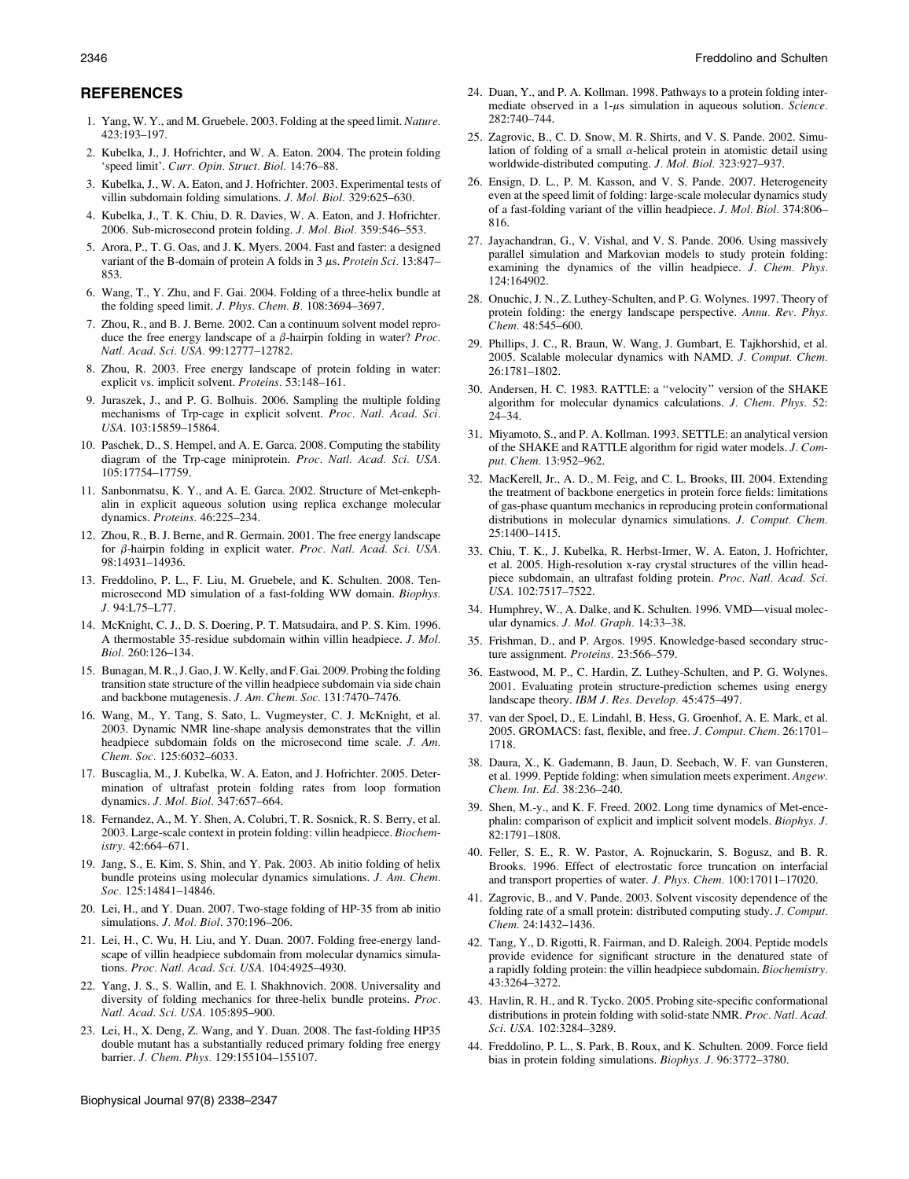## REFERENCES

1. Yang, W. Y., and M. Gruebele. 2003. Folding at the speed limit. *Nature.* 423:193–197.
2. Kubelka, J., J. Hofrichter, and W. A. Eaton. 2004. The protein folding 'speed limit'. *Curr. Opin. Struct. Biol.* 14:76–88.
3. Kubelka, J., W. A. Eaton, and J. Hofrichter. 2003. Experimental tests of villin subdomain folding simulations. *J. Mol. Biol.* 329:625–630.
4. Kubelka, J., T. K. Chiu, D. R. Davies, W. A. Eaton, and J. Hofrichter. 2006. Sub-microsecond protein folding. *J. Mol. Biol.* 359:546–553.
5. Arora, P., T. G. Oas, and J. K. Myers. 2004. Fast and faster: a designed variant of the B-domain of protein A folds in 3 $\mu$s. *Protein Sci.* 13:847–853.
6. Wang, T., Y. Zhu, and F. Gai. 2004. Folding of a three-helix bundle at the folding speed limit. *J. Phys. Chem. B.* 108:3694–3697.
7. Zhou, R., and B. J. Berne. 2002. Can a continuum solvent model reproduce the free energy landscape of a $\beta$-hairpin folding in water? *Proc. Natl. Acad. Sci. USA.* 99:12777–12782.
8. Zhou, R. 2003. Free energy landscape of protein folding in water: explicit vs. implicit solvent. *Proteins.* 53:148–161.
9. Juraszek, J., and P. G. Bolhuis. 2006. Sampling the multiple folding mechanisms of Trp-cage in explicit solvent. *Proc. Natl. Acad. Sci. USA.* 103:15859–15864.
10. Paschek, D., S. Hempel, and A. E. Garca. 2008. Computing the stability diagram of the Trp-cage miniprotein. *Proc. Natl. Acad. Sci. USA.* 105:17754–17759.
11. Sanbonmatsu, K. Y., and A. E. Garca. 2002. Structure of Met-enkephalin in explicit aqueous solution using replica exchange molecular dynamics. *Proteins.* 46:225–234.
12. Zhou, R., B. J. Berne, and R. Germain. 2001. The free energy landscape for $\beta$-hairpin folding in explicit water. *Proc. Natl. Acad. Sci. USA.* 98:14931–14936.
13. Freddolino, P. L., F. Liu, M. Gruebele, and K. Schulten. 2008. Ten-microsecond MD simulation of a fast-folding WW domain. *Biophys. J.* 94:L75–L77.
14. McKnight, C. J., D. S. Doering, P. T. Matsudaira, and P. S. Kim. 1996. A thermostable 35-residue subdomain within villin headpiece. *J. Mol. Biol.* 260:126–134.
15. Bunagan, M. R., J. Gao, J. W. Kelly, and F. Gai. 2009. Probing the folding transition state structure of the villin headpiece subdomain via side chain and backbone mutagenesis. *J. Am. Chem. Soc.* 131:7470–7476.
16. Wang, M., Y. Tang, S. Sato, L. Vugmeyster, C. J. McKnight, et al. 2003. Dynamic NMR line-shape analysis demonstrates that the villin headpiece subdomain folds on the microsecond time scale. *J. Am. Chem. Soc.* 125:6032–6033.
17. Buscaglia, M., J. Kubelka, W. A. Eaton, and J. Hofrichter. 2005. Determination of ultrafast protein folding rates from loop formation dynamics. *J. Mol. Biol.* 347:657–664.
18. Fernandez, A., M. Y. Shen, A. Colubri, T. R. Sosnick, R. S. Berry, et al. 2003. Large-scale context in protein folding: villin headpiece. *Biochemistry.* 42:664–671.
19. Jang, S., E. Kim, S. Shin, and Y. Pak. 2003. Ab initio folding of helix bundle proteins using molecular dynamics simulations. *J. Am. Chem. Soc.* 125:14841–14846.
20. Lei, H., and Y. Duan. 2007. Two-stage folding of HP-35 from ab initio simulations. *J. Mol. Biol.* 370:196–206.
21. Lei, H., C. Wu, H. Liu, and Y. Duan. 2007. Folding free-energy landscape of villin headpiece subdomain from molecular dynamics simulations. *Proc. Natl. Acad. Sci. USA.* 104:4925–4930.
22. Yang, J. S., S. Wallin, and E. I. Shakhnovich. 2008. Universality and diversity of folding mechanics for three-helix bundle proteins. *Proc. Natl. Acad. Sci. USA.* 105:895–900.
23. Lei, H., X. Deng, Z. Wang, and Y. Duan. 2008. The fast-folding HP35 double mutant has a substantially reduced primary folding free energy barrier. *J. Chem. Phys.* 129:155104–155107.
24. Duan, Y., and P. A. Kollman. 1998. Pathways to a protein folding intermediate observed in a 1-$\mu$s simulation in aqueous solution. *Science.* 282:740–744.
25. Zagrovic, B., C. D. Snow, M. R. Shirts, and V. S. Pande. 2002. Simulation of folding of a small $\alpha$-helical protein in atomistic detail using worldwide-distributed computing. *J. Mol. Biol.* 323:927–937.
26. Ensign, D. L., P. M. Kasson, and V. S. Pande. 2007. Heterogeneity even at the speed limit of folding: large-scale molecular dynamics study of a fast-folding variant of the villin headpiece. *J. Mol. Biol.* 374:806–816.
27. Jayachandran, G., V. Vishal, and V. S. Pande. 2006. Using massively parallel simulation and Markovian models to study protein folding: examining the dynamics of the villin headpiece. *J. Chem. Phys.* 124:164902.
28. Onuchic, J. N., Z. Luthey-Schulten, and P. G. Wolynes. 1997. Theory of protein folding: the energy landscape perspective. *Annu. Rev. Phys. Chem.* 48:545–600.
29. Phillips, J. C., R. Braun, W. Wang, J. Gumbart, E. Tajkhorshid, et al. 2005. Scalable molecular dynamics with NAMD. *J. Comput. Chem.* 26:1781–1802.
30. Andersen, H. C. 1983. RATTLE: a ''velocity'' version of the SHAKE algorithm for molecular dynamics calculations. *J. Chem. Phys.* 52: 24–34.
31. Miyamoto, S., and P. A. Kollman. 1993. SETTLE: an analytical version of the SHAKE and RATTLE algorithm for rigid water models. *J. Comput. Chem.* 13:952–962.
32. MacKerell, Jr., A. D., M. Feig, and C. L. Brooks, III. 2004. Extending the treatment of backbone energetics in protein force fields: limitations of gas-phase quantum mechanics in reproducing protein conformational distributions in molecular dynamics simulations. *J. Comput. Chem.* 25:1400–1415.
33. Chiu, T. K., J. Kubelka, R. Herbst-Irmer, W. A. Eaton, J. Hofrichter, et al. 2005. High-resolution x-ray crystal structures of the villin headpiece subdomain, an ultrafast folding protein. *Proc. Natl. Acad. Sci. USA.* 102:7517–7522.
34. Humphrey, W., A. Dalke, and K. Schulten. 1996. VMD—visual molecular dynamics. *J. Mol. Graph.* 14:33–38.
35. Frishman, D., and P. Argos. 1995. Knowledge-based secondary structure assignment. *Proteins.* 23:566–579.
36. Eastwood, M. P., C. Hardin, Z. Luthey-Schulten, and P. G. Wolynes. 2001. Evaluating protein structure-prediction schemes using energy landscape theory. *IBM J. Res. Develop.* 45:475–497.
37. van der Spoel, D., E. Lindahl, B. Hess, G. Groenhof, A. E. Mark, et al. 2005. GROMACS: fast, flexible, and free. *J. Comput. Chem.* 26:1701–1718.
38. Daura, X., K. Gademann, B. Jaun, D. Seebach, W. F. van Gunsteren, et al. 1999. Peptide folding: when simulation meets experiment. *Angew. Chem. Int. Ed.* 38:236–240.
39. Shen, M.-y., and K. F. Freed. 2002. Long time dynamics of Met-encephalin: comparison of explicit and implicit solvent models. *Biophys. J.* 82:1791–1808.
40. Feller, S. E., R. W. Pastor, A. Rojnuckarin, S. Bogusz, and B. R. Brooks. 1996. Effect of electrostatic force truncation on interfacial and transport properties of water. *J. Phys. Chem.* 100:17011–17020.
41. Zagrovic, B., and V. Pande. 2003. Solvent viscosity dependence of the folding rate of a small protein: distributed computing study. *J. Comput. Chem.* 24:1432–1436.
42. Tang, Y., D. Rigotti, R. Fairman, and D. Raleigh. 2004. Peptide models provide evidence for significant structure in the denatured state of a rapidly folding protein: the villin headpiece subdomain. *Biochemistry.* 43:3264–3272.
43. Havlin, R. H., and R. Tycko. 2005. Probing site-specific conformational distributions in protein folding with solid-state NMR. *Proc. Natl. Acad. Sci. USA.* 102:3284–3289.
44. Freddolino, P. L., S. Park, B. Roux, and K. Schulten. 2009. Force field bias in protein folding simulations. *Biophys. J.* 96:3772–3780.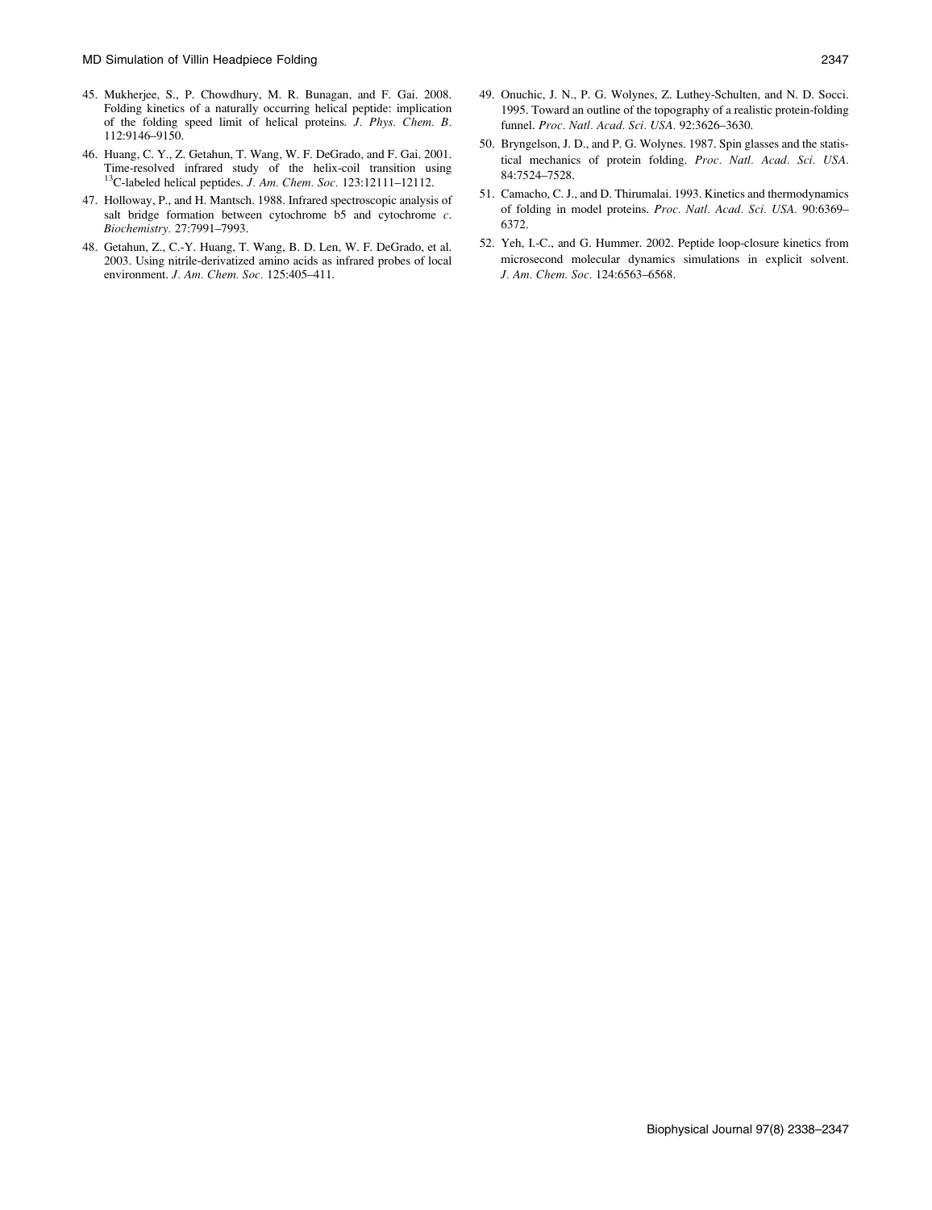45. Mukherjee, S., P. Chowdhury, M. R. Bunagan, and F. Gai. 2008. Folding kinetics of a naturally occurring helical peptide: implication of the folding speed limit of helical proteins. *J. Phys. Chem. B*. 112:9146–9150.

46. Huang, C. Y., Z. Getahun, T. Wang, W. F. DeGrado, and F. Gai. 2001. Time-resolved infrared study of the helix-coil transition using $^{13}$C-labeled helical peptides. *J. Am. Chem. Soc.* 123:12111–12112.

47. Holloway, P., and H. Mantsch. 1988. Infrared spectroscopic analysis of salt bridge formation between cytochrome b5 and cytochrome *c*. *Biochemistry*. 27:7991–7993.

48. Getahun, Z., C.-Y. Huang, T. Wang, B. D. Len, W. F. DeGrado, et al. 2003. Using nitrile-derivatized amino acids as infrared probes of local environment. *J. Am. Chem. Soc.* 125:405–411.

49. Onuchic, J. N., P. G. Wolynes, Z. Luthey-Schulten, and N. D. Socci. 1995. Toward an outline of the topography of a realistic protein-folding funnel. *Proc. Natl. Acad. Sci. USA*. 92:3626–3630.

50. Bryngelson, J. D., and P. G. Wolynes. 1987. Spin glasses and the statistical mechanics of protein folding. *Proc. Natl. Acad. Sci. USA*. 84:7524–7528.

51. Camacho, C. J., and D. Thirumalai. 1993. Kinetics and thermodynamics of folding in model proteins. *Proc. Natl. Acad. Sci. USA*. 90:6369–6372.

52. Yeh, I.-C., and G. Hummer. 2002. Peptide loop-closure kinetics from microsecond molecular dynamics simulations in explicit solvent. *J. Am. Chem. Soc.* 124:6563–6568.